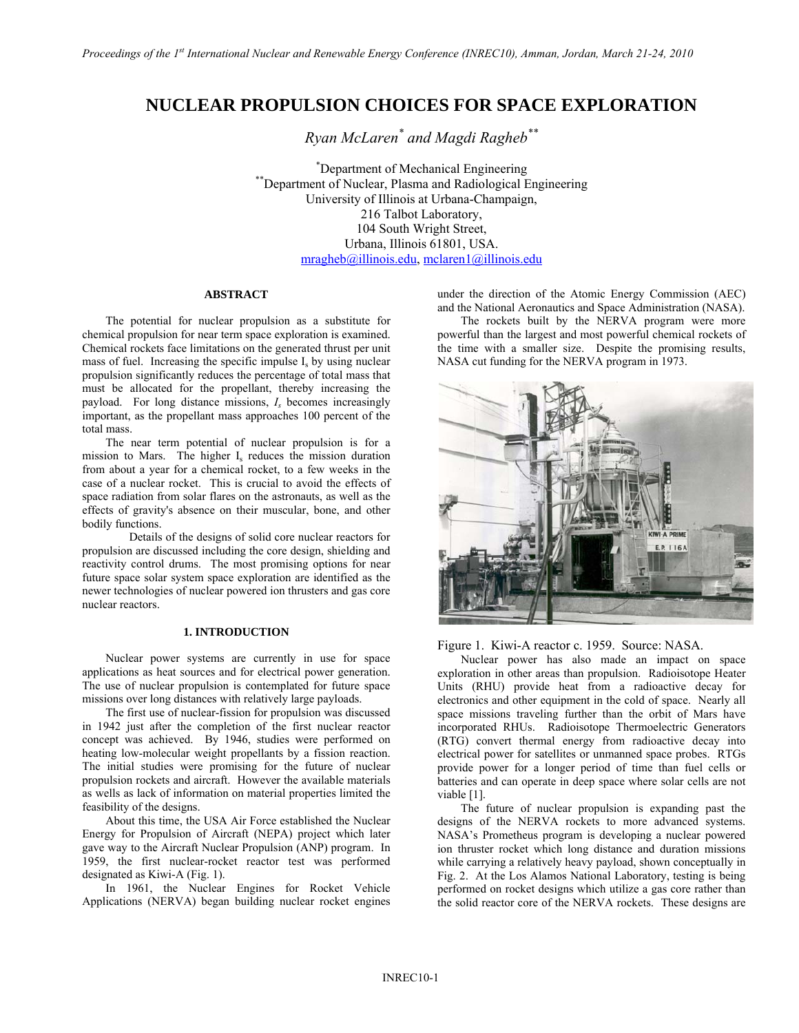# NUCLEAR PROPULSION CHOICES FOR SPACE EXPLORATION

*Ryan McLaren[*] and Magdi Ragheb[**]*

[*]Department of Mechanical Engineering
[**]Department of Nuclear, Plasma and Radiological Engineering
University of Illinois at Urbana-Champaign,
216 Talbot Laboratory,
104 South Wright Street,
Urbana, Illinois 61801, USA.
mragheb@illinois.edu, mclaren1@illinois.edu

## ABSTRACT

The potential for nuclear propulsion as a substitute for chemical propulsion for near term space exploration is examined. Chemical rockets face limitations on the generated thrust per unit mass of fuel. Increasing the specific impulse $I_s$ by using nuclear propulsion significantly reduces the percentage of total mass that must be allocated for the propellant, thereby increasing the payload. For long distance missions, $I_s$ becomes increasingly important, as the propellant mass approaches 100 percent of the total mass.

The near term potential of nuclear propulsion is for a mission to Mars. The higher $I_s$ reduces the mission duration from about a year for a chemical rocket, to a few weeks in the case of a nuclear rocket. This is crucial to avoid the effects of space radiation from solar flares on the astronauts, as well as the effects of gravity's absence on their muscular, bone, and other bodily functions.

Details of the designs of solid core nuclear reactors for propulsion are discussed including the core design, shielding and reactivity control drums. The most promising options for near future space solar system space exploration are identified as the newer technologies of nuclear powered ion thrusters and gas core nuclear reactors.

## 1. INTRODUCTION

Nuclear power systems are currently in use for space applications as heat sources and for electrical power generation. The use of nuclear propulsion is contemplated for future space missions over long distances with relatively large payloads.

The first use of nuclear-fission for propulsion was discussed in 1942 just after the completion of the first nuclear reactor concept was achieved. By 1946, studies were performed on heating low-molecular weight propellants by a fission reaction. The initial studies were promising for the future of nuclear propulsion rockets and aircraft. However the available materials as wells as lack of information on material properties limited the feasibility of the designs.

About this time, the USA Air Force established the Nuclear Energy for Propulsion of Aircraft (NEPA) project which later gave way to the Aircraft Nuclear Propulsion (ANP) program. In 1959, the first nuclear-rocket reactor test was performed designated as Kiwi-A (Fig. 1).

In 1961, the Nuclear Engines for Rocket Vehicle Applications (NERVA) began building nuclear rocket engines under the direction of the Atomic Energy Commission (AEC) and the National Aeronautics and Space Administration (NASA).

The rockets built by the NERVA program were more powerful than the largest and most powerful chemical rockets of the time with a smaller size. Despite the promising results, NASA cut funding for the NERVA program in 1973.

Figure 1. Kiwi-A reactor c. 1959. Source: NASA.

Nuclear power has also made an impact on space exploration in other areas than propulsion. Radioisotope Heater Units (RHU) provide heat from a radioactive decay for electronics and other equipment in the cold of space. Nearly all space missions traveling further than the orbit of Mars have incorporated RHUs. Radioisotope Thermoelectric Generators (RTG) convert thermal energy from radioactive decay into electrical power for satellites or unmanned space probes. RTGs provide power for a longer period of time than fuel cells or batteries and can operate in deep space where solar cells are not viable [1].

The future of nuclear propulsion is expanding past the designs of the NERVA rockets to more advanced systems. NASA's Prometheus program is developing a nuclear powered ion thruster rocket which long distance and duration missions while carrying a relatively heavy payload, shown conceptually in Fig. 2. At the Los Alamos National Laboratory, testing is being performed on rocket designs which utilize a gas core rather than the solid reactor core of the NERVA rockets. These designs are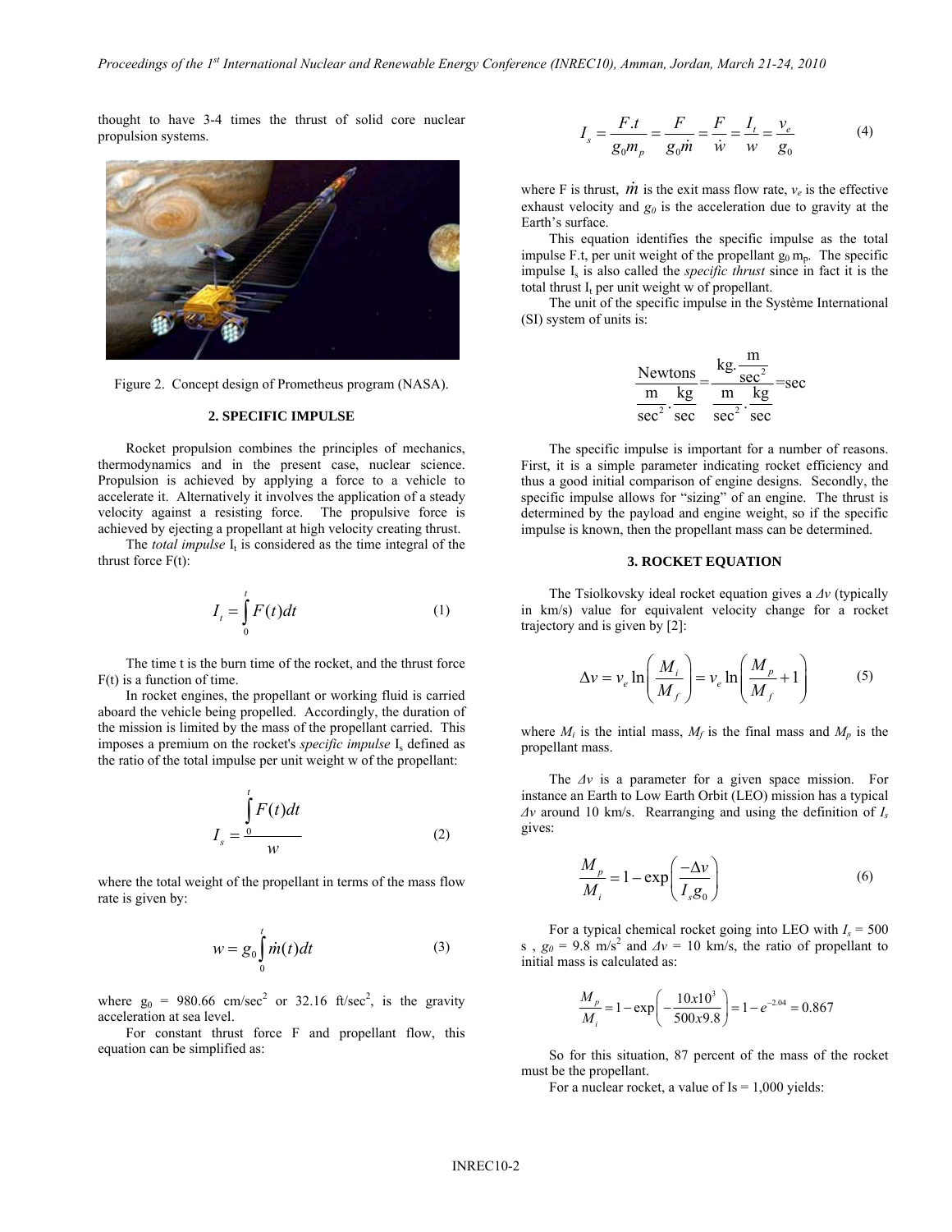thought to have 3-4 times the thrust of solid core nuclear propulsion systems.

Figure 2. Concept design of Prometheus program (NASA).

## 2. SPECIFIC IMPULSE

Rocket propulsion combines the principles of mechanics, thermodynamics and in the present case, nuclear science. Propulsion is achieved by applying a force to a vehicle to accelerate it. Alternatively it involves the application of a steady velocity against a resisting force. The propulsive force is achieved by ejecting a propellant at high velocity creating thrust.

The *total impulse* $I_t$ is considered as the time integral of the thrust force F(t):

$$I_t = \int_0^t F(t)dt \tag{1}$$

The time t is the burn time of the rocket, and the thrust force F(t) is a function of time.

In rocket engines, the propellant or working fluid is carried aboard the vehicle being propelled. Accordingly, the duration of the mission is limited by the mass of the propellant carried. This imposes a premium on the rocket's *specific impulse* $I_s$ defined as the ratio of the total impulse per unit weight w of the propellant:

$$I_s = \frac{\int_0^t F(t)dt}{w} \tag{2}$$

where the total weight of the propellant in terms of the mass flow rate is given by:

$$w = g_0 \int_0^t \dot{m}(t)dt \tag{3}$$

where $g_0$ = 980.66 cm/sec$^2$ or 32.16 ft/sec$^2$, is the gravity acceleration at sea level.

For constant thrust force F and propellant flow, this equation can be simplified as:

$$I_s = \frac{F.t}{g_0 m_p} = \frac{F}{g_0 \dot{m}} = \frac{F}{\dot{w}} = \frac{I_t}{w} = \frac{v_e}{g_0} \tag{4}$$

where F is thrust, $\dot{m}$ is the exit mass flow rate, $v_e$ is the effective exhaust velocity and $g_0$ is the acceleration due to gravity at the Earth's surface.

This equation identifies the specific impulse as the total impulse F.t, per unit weight of the propellant $g_0$ $m_p$. The specific impulse $I_s$ is also called the *specific thrust* since in fact it is the total thrust $I_t$ per unit weight w of propellant.

The unit of the specific impulse in the Système International (SI) system of units is:

$$\frac{\text{Newtons}}{\frac{\text{m}}{\text{sec}^2}.\frac{\text{kg}}{\text{sec}}} = \frac{\text{kg}.\frac{\text{m}}{\text{sec}^2}}{\frac{\text{m}}{\text{sec}^2}.\frac{\text{kg}}{\text{sec}}} = \text{sec}$$

The specific impulse is important for a number of reasons. First, it is a simple parameter indicating rocket efficiency and thus a good initial comparison of engine designs. Secondly, the specific impulse allows for "sizing" of an engine. The thrust is determined by the payload and engine weight, so if the specific impulse is known, then the propellant mass can be determined.

## 3. ROCKET EQUATION

The Tsiolkovsky ideal rocket equation gives a $\Delta v$ (typically in km/s) value for equivalent velocity change for a rocket trajectory and is given by [2]:

$$\Delta v = v_e \ln\left(\frac{M_i}{M_f}\right) = v_e \ln\left(\frac{M_p}{M_f} + 1\right) \tag{5}$$

where $M_i$ is the intial mass, $M_f$ is the final mass and $M_p$ is the propellant mass.

The $\Delta v$ is a parameter for a given space mission. For instance an Earth to Low Earth Orbit (LEO) mission has a typical $\Delta v$ around 10 km/s. Rearranging and using the definition of $I_s$ gives:

$$\frac{M_p}{M_i} = 1 - \exp\left(\frac{-\Delta v}{I_s g_0}\right) \tag{6}$$

For a typical chemical rocket going into LEO with $I_s$ = 500 s , $g_0$ = 9.8 m/s$^2$ and $\Delta v$ = 10 km/s, the ratio of propellant to initial mass is calculated as:

$$\frac{M_p}{M_i} = 1 - \exp\left(-\frac{10x10^3}{500x9.8}\right) = 1 - e^{-2.04} = 0.867$$

So for this situation, 87 percent of the mass of the rocket must be the propellant.

For a nuclear rocket, a value of Is = 1,000 yields: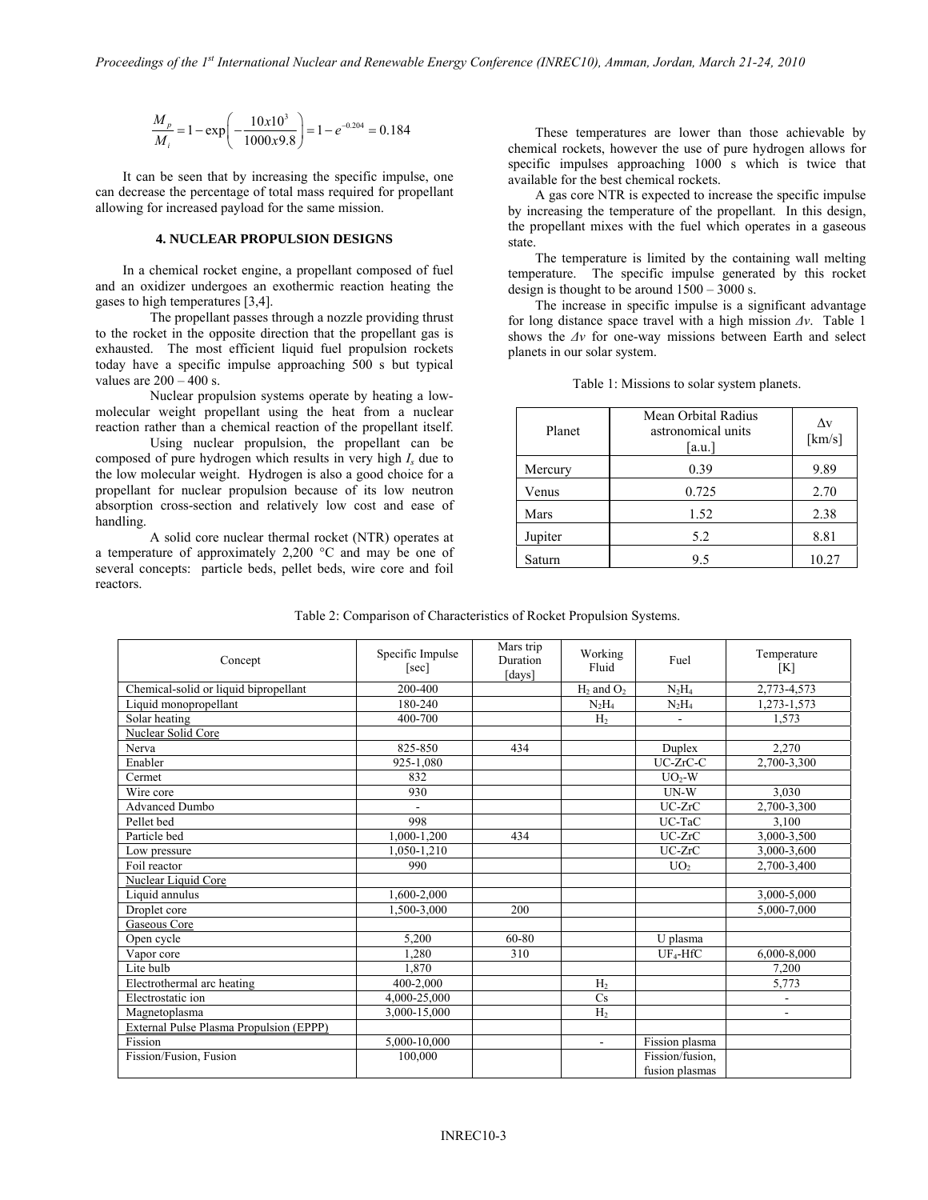$$\frac{M_p}{M_i} = 1 - \exp\left(-\frac{10x10^3}{1000x9.8}\right) = 1 - e^{-0.204} = 0.184$$

It can be seen that by increasing the specific impulse, one can decrease the percentage of total mass required for propellant allowing for increased payload for the same mission.

## 4. NUCLEAR PROPULSION DESIGNS

In a chemical rocket engine, a propellant composed of fuel and an oxidizer undergoes an exothermic reaction heating the gases to high temperatures [3,4].

The propellant passes through a nozzle providing thrust to the rocket in the opposite direction that the propellant gas is exhausted. The most efficient liquid fuel propulsion rockets today have a specific impulse approaching 500 s but typical values are 200 – 400 s.

Nuclear propulsion systems operate by heating a low-molecular weight propellant using the heat from a nuclear reaction rather than a chemical reaction of the propellant itself.

Using nuclear propulsion, the propellant can be composed of pure hydrogen which results in very high $I_s$ due to the low molecular weight. Hydrogen is also a good choice for a propellant for nuclear propulsion because of its low neutron absorption cross-section and relatively low cost and ease of handling.

A solid core nuclear thermal rocket (NTR) operates at a temperature of approximately 2,200 °C and may be one of several concepts: particle beds, pellet beds, wire core and foil reactors.

These temperatures are lower than those achievable by chemical rockets, however the use of pure hydrogen allows for specific impulses approaching 1000 s which is twice that available for the best chemical rockets.

A gas core NTR is expected to increase the specific impulse by increasing the temperature of the propellant. In this design, the propellant mixes with the fuel which operates in a gaseous state.

The temperature is limited by the containing wall melting temperature. The specific impulse generated by this rocket design is thought to be around 1500 – 3000 s.

The increase in specific impulse is a significant advantage for long distance space travel with a high mission $\Delta v$. Table 1 shows the $\Delta v$ for one-way missions between Earth and select planets in our solar system.

Table 1: Missions to solar system planets.

| Planet | Mean Orbital Radius astronomical units [a.u.] | $\Delta v$ [km/s] |
|---|---|---|
| Mercury | 0.39 | 9.89 |
| Venus | 0.725 | 2.70 |
| Mars | 1.52 | 2.38 |
| Jupiter | 5.2 | 8.81 |
| Saturn | 9.5 | 10.27 |

Table 2: Comparison of Characteristics of Rocket Propulsion Systems.

| Concept | Specific Impulse [sec] | Mars trip Duration [days] | Working Fluid | Fuel | Temperature [K] |
|---|---|---|---|---|---|
| Chemical-solid or liquid bipropellant | 200-400 | | $H_2$ and $O_2$ | $N_2H_4$ | 2,773-4,573 |
| Liquid monopropellant | 180-240 | | $N_2H_4$ | $N_2H_4$ | 1,273-1,573 |
| Solar heating | 400-700 | | $H_2$ | - | 1,573 |
| Nuclear Solid Core | | | | | |
| Nerva | 825-850 | 434 | | Duplex | 2,270 |
| Enabler | 925-1,080 | | | UC-ZrC-C | 2,700-3,300 |
| Cermet | 832 | | | $UO_2$-W | |
| Wire core | 930 | | | UN-W | 3,030 |
| Advanced Dumbo | - | | | UC-ZrC | 2,700-3,300 |
| Pellet bed | 998 | | | UC-TaC | 3,100 |
| Particle bed | 1,000-1,200 | 434 | | UC-ZrC | 3,000-3,500 |
| Low pressure | 1,050-1,210 | | | UC-ZrC | 3,000-3,600 |
| Foil reactor | 990 | | | $UO_2$ | 2,700-3,400 |
| Nuclear Liquid Core | | | | | |
| Liquid annulus | 1,600-2,000 | | | | 3,000-5,000 |
| Droplet core | 1,500-3,000 | 200 | | | 5,000-7,000 |
| Gaseous Core | | | | | |
| Open cycle | 5,200 | 60-80 | | U plasma | |
| Vapor core | 1,280 | 310 | | $UF_4$-HfC | 6,000-8,000 |
| Lite bulb | 1,870 | | | | 7,200 |
| Electrothermal arc heating | 400-2,000 | | $H_2$ | | 5,773 |
| Electrostatic ion | 4,000-25,000 | | Cs | | - |
| Magnetoplasma | 3,000-15,000 | | $H_2$ | | - |
| External Pulse Plasma Propulsion (EPPP) | | | | | |
| Fission | 5,000-10,000 | | - | Fission plasma | |
| Fission/Fusion, Fusion | 100,000 | | | Fission/fusion, fusion plasmas | |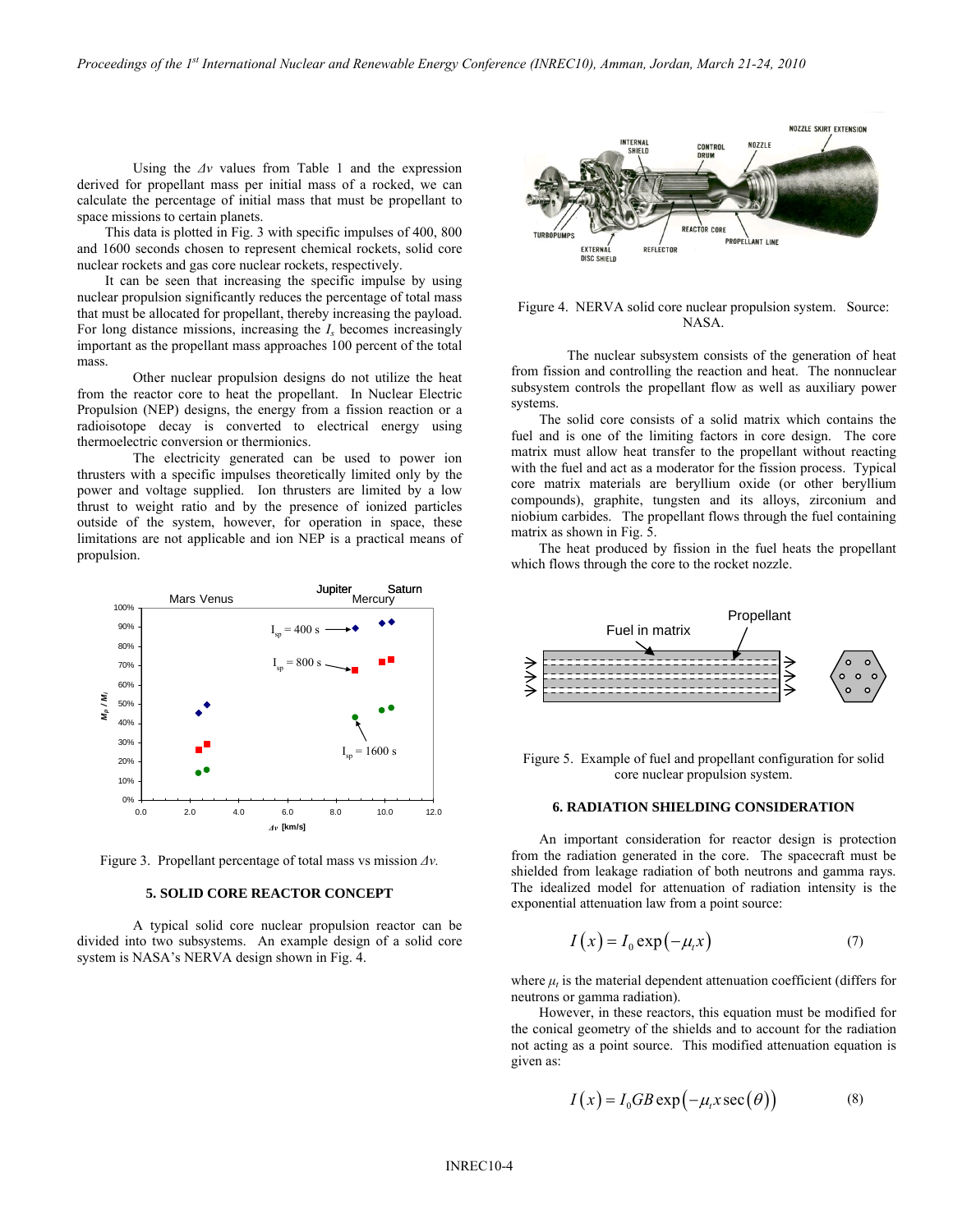Using the $\Delta v$ values from Table 1 and the expression derived for propellant mass per initial mass of a rocked, we can calculate the percentage of initial mass that must be propellant to space missions to certain planets.

This data is plotted in Fig. 3 with specific impulses of 400, 800 and 1600 seconds chosen to represent chemical rockets, solid core nuclear rockets and gas core nuclear rockets, respectively.

It can be seen that increasing the specific impulse by using nuclear propulsion significantly reduces the percentage of total mass that must be allocated for propellant, thereby increasing the payload. For long distance missions, increasing the $I_s$ becomes increasingly important as the propellant mass approaches 100 percent of the total mass.

Other nuclear propulsion designs do not utilize the heat from the reactor core to heat the propellant. In Nuclear Electric Propulsion (NEP) designs, the energy from a fission reaction or a radioisotope decay is converted to electrical energy using thermoelectric conversion or thermionics.

The electricity generated can be used to power ion thrusters with a specific impulses theoretically limited only by the power and voltage supplied. Ion thrusters are limited by a low thrust to weight ratio and by the presence of ionized particles outside of the system, however, for operation in space, these limitations are not applicable and ion NEP is a practical means of propulsion.

Figure 3. Propellant percentage of total mass vs mission $\Delta v$.

## 5. SOLID CORE REACTOR CONCEPT

A typical solid core nuclear propulsion reactor can be divided into two subsystems. An example design of a solid core system is NASA's NERVA design shown in Fig. 4.

Figure 4. NERVA solid core nuclear propulsion system. Source: NASA.

The nuclear subsystem consists of the generation of heat from fission and controlling the reaction and heat. The nonnuclear subsystem controls the propellant flow as well as auxiliary power systems.

The solid core consists of a solid matrix which contains the fuel and is one of the limiting factors in core design. The core matrix must allow heat transfer to the propellant without reacting with the fuel and act as a moderator for the fission process. Typical core matrix materials are beryllium oxide (or other beryllium compounds), graphite, tungsten and its alloys, zirconium and niobium carbides. The propellant flows through the fuel containing matrix as shown in Fig. 5.

The heat produced by fission in the fuel heats the propellant which flows through the core to the rocket nozzle.

Figure 5. Example of fuel and propellant configuration for solid core nuclear propulsion system.

## 6. RADIATION SHIELDING CONSIDERATION

An important consideration for reactor design is protection from the radiation generated in the core. The spacecraft must be shielded from leakage radiation of both neutrons and gamma rays. The idealized model for attenuation of radiation intensity is the exponential attenuation law from a point source:

$$I(x) = I_0 \exp(-\mu_t x) \tag{7}$$

where $\mu_t$ is the material dependent attenuation coefficient (differs for neutrons or gamma radiation).

However, in these reactors, this equation must be modified for the conical geometry of the shields and to account for the radiation not acting as a point source. This modified attenuation equation is given as:

$$I(x) = I_0 GB \exp(-\mu_t x \sec(\theta)) \tag{8}$$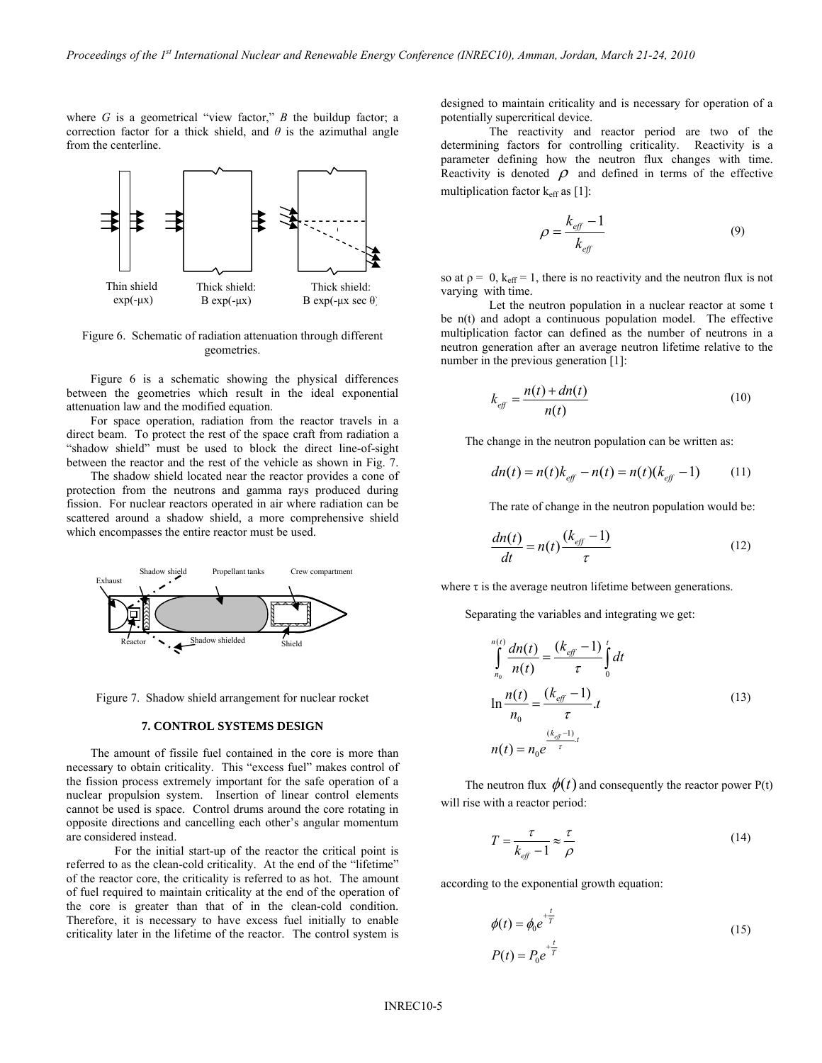where $G$ is a geometrical "view factor," $B$ the buildup factor; a correction factor for a thick shield, and $\theta$ is the azimuthal angle from the centerline.

Thin shield exp(-μx) | Thick shield: B exp(-μx) | Thick shield: B exp(-μx sec θ)

Figure 6. Schematic of radiation attenuation through different geometries.

Figure 6 is a schematic showing the physical differences between the geometries which result in the ideal exponential attenuation law and the modified equation.

For space operation, radiation from the reactor travels in a direct beam. To protect the rest of the space craft from radiation a "shadow shield" must be used to block the direct line-of-sight between the reactor and the rest of the vehicle as shown in Fig. 7.

The shadow shield located near the reactor provides a cone of protection from the neutrons and gamma rays produced during fission. For nuclear reactors operated in air where radiation can be scattered around a shadow shield, a more comprehensive shield which encompasses the entire reactor must be used.

Exhaust, Shadow shield, Propellant tanks, Crew compartment, Reactor, Shadow shielded, Shield

Figure 7. Shadow shield arrangement for nuclear rocket

## 7. CONTROL SYSTEMS DESIGN

The amount of fissile fuel contained in the core is more than necessary to obtain criticality. This "excess fuel" makes control of the fission process extremely important for the safe operation of a nuclear propulsion system. Insertion of linear control elements cannot be used is space. Control drums around the core rotating in opposite directions and cancelling each other's angular momentum are considered instead.

For the initial start-up of the reactor the critical point is referred to as the clean-cold criticality. At the end of the "lifetime" of the reactor core, the criticality is referred to as hot. The amount of fuel required to maintain criticality at the end of the operation of the core is greater than that of in the clean-cold condition. Therefore, it is necessary to have excess fuel initially to enable criticality later in the lifetime of the reactor. The control system is designed to maintain criticality and is necessary for operation of a potentially supercritical device.

The reactivity and reactor period are two of the determining factors for controlling criticality. Reactivity is a parameter defining how the neutron flux changes with time. Reactivity is denoted $\rho$ and defined in terms of the effective multiplication factor $k_{eff}$ as [1]:

$$\rho = \frac{k_{eff} - 1}{k_{eff}} \tag{9}$$

so at $\rho = 0$, $k_{eff} = 1$, there is no reactivity and the neutron flux is not varying with time.

Let the neutron population in a nuclear reactor at some t be n(t) and adopt a continuous population model. The effective multiplication factor can defined as the number of neutrons in a neutron generation after an average neutron lifetime relative to the number in the previous generation [1]:

$$k_{eff} = \frac{n(t) + dn(t)}{n(t)} \tag{10}$$

The change in the neutron population can be written as:

$$dn(t) = n(t)k_{eff} - n(t) = n(t)(k_{eff} - 1) \tag{11}$$

The rate of change in the neutron population would be:

$$\frac{dn(t)}{dt} = n(t)\frac{(k_{eff} - 1)}{\tau} \tag{12}$$

where τ is the average neutron lifetime between generations.

Separating the variables and integrating we get:

$$\begin{aligned} \int_{n_0}^{n(t)} \frac{dn(t)}{n(t)} &= \frac{(k_{eff} - 1)}{\tau} \int_0^t dt \\ \ln \frac{n(t)}{n_0} &= \frac{(k_{eff} - 1)}{\tau}.t \\ n(t) &= n_0 e^{\frac{(k_{eff} - 1)}{\tau}.t} \end{aligned} \tag{13}$$

The neutron flux $\phi(t)$ and consequently the reactor power P(t) will rise with a reactor period:

$$T = \frac{\tau}{k_{eff} - 1} \approx \frac{\tau}{\rho} \tag{14}$$

according to the exponential growth equation:

$$\begin{aligned} \phi(t) &= \phi_0 e^{+\frac{t}{T}} \\ P(t) &= P_0 e^{+\frac{t}{T}} \end{aligned} \tag{15}$$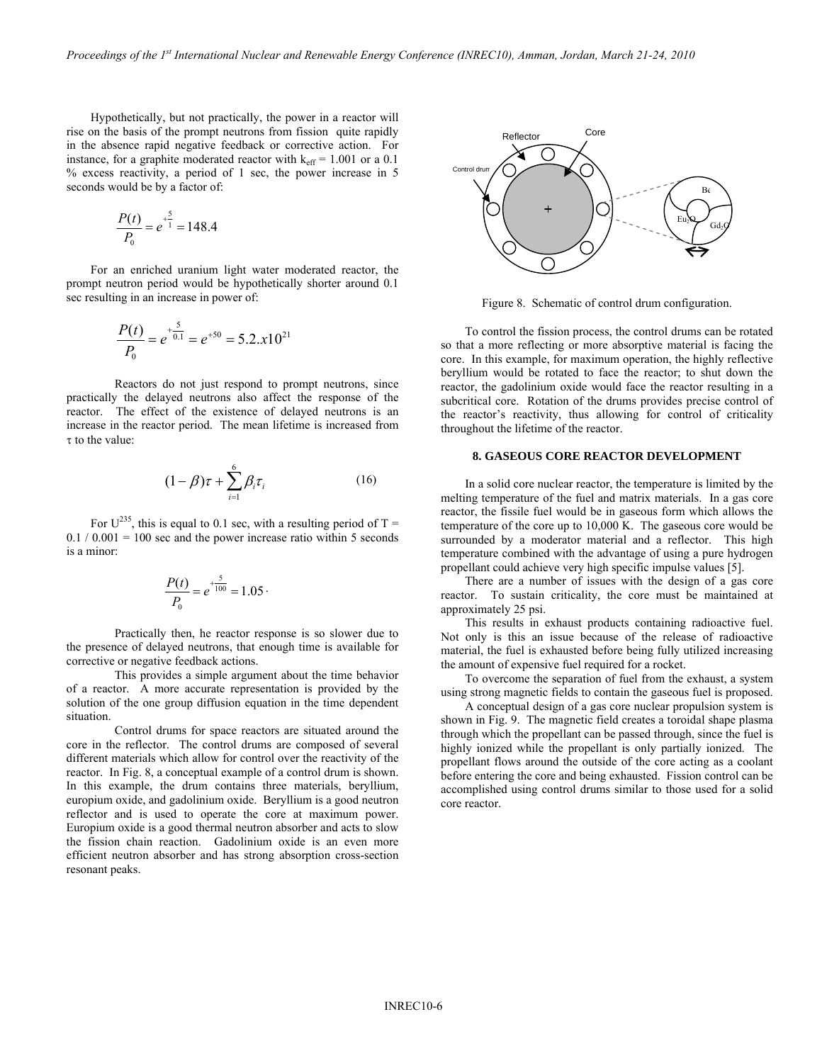Hypothetically, but not practically, the power in a reactor will rise on the basis of the prompt neutrons from fission quite rapidly in the absence rapid negative feedback or corrective action. For instance, for a graphite moderated reactor with $k_{eff}$ = 1.001 or a 0.1 % excess reactivity, a period of 1 sec, the power increase in 5 seconds would be by a factor of:

$$\frac{P(t)}{P_0} = e^{+\frac{5}{1}} = 148.4$$

For an enriched uranium light water moderated reactor, the prompt neutron period would be hypothetically shorter around 0.1 sec resulting in an increase in power of:

$$\frac{P(t)}{P_0} = e^{+\frac{5}{0.1}} = e^{+50} = 5.2.x10^{21}$$

Reactors do not just respond to prompt neutrons, since practically the delayed neutrons also affect the response of the reactor. The effect of the existence of delayed neutrons is an increase in the reactor period. The mean lifetime is increased from $\tau$ to the value:

$$(1-\beta)\tau + \sum_{i=1}^{6} \beta_i \tau_i \qquad (16)$$

For $U^{235}$, this is equal to 0.1 sec, with a resulting period of T = 0.1 / 0.001 = 100 sec and the power increase ratio within 5 seconds is a minor:

$$\frac{P(t)}{P_0} = e^{+\frac{5}{100}} = 1.05 \cdot$$

Practically then, he reactor response is so slower due to the presence of delayed neutrons, that enough time is available for corrective or negative feedback actions.

This provides a simple argument about the time behavior of a reactor. A more accurate representation is provided by the solution of the one group diffusion equation in the time dependent situation.

Control drums for space reactors are situated around the core in the reflector. The control drums are composed of several different materials which allow for control over the reactivity of the reactor. In Fig. 8, a conceptual example of a control drum is shown. In this example, the drum contains three materials, beryllium, europium oxide, and gadolinium oxide. Beryllium is a good neutron reflector and is used to operate the core at maximum power. Europium oxide is a good thermal neutron absorber and acts to slow the fission chain reaction. Gadolinium oxide is an even more efficient neutron absorber and has strong absorption cross-section resonant peaks.

Figure 8. Schematic of control drum configuration.

To control the fission process, the control drums can be rotated so that a more reflecting or more absorptive material is facing the core. In this example, for maximum operation, the highly reflective beryllium would be rotated to face the reactor; to shut down the reactor, the gadolinium oxide would face the reactor resulting in a subcritical core. Rotation of the drums provides precise control of the reactor's reactivity, thus allowing for control of criticality throughout the lifetime of the reactor.

## 8. GASEOUS CORE REACTOR DEVELOPMENT

In a solid core nuclear reactor, the temperature is limited by the melting temperature of the fuel and matrix materials. In a gas core reactor, the fissile fuel would be in gaseous form which allows the temperature of the core up to 10,000 K. The gaseous core would be surrounded by a moderator material and a reflector. This high temperature combined with the advantage of using a pure hydrogen propellant could achieve very high specific impulse values [5].

There are a number of issues with the design of a gas core reactor. To sustain criticality, the core must be maintained at approximately 25 psi.

This results in exhaust products containing radioactive fuel. Not only is this an issue because of the release of radioactive material, the fuel is exhausted before being fully utilized increasing the amount of expensive fuel required for a rocket.

To overcome the separation of fuel from the exhaust, a system using strong magnetic fields to contain the gaseous fuel is proposed.

A conceptual design of a gas core nuclear propulsion system is shown in Fig. 9. The magnetic field creates a toroidal shape plasma through which the propellant can be passed through, since the fuel is highly ionized while the propellant is only partially ionized. The propellant flows around the outside of the core acting as a coolant before entering the core and being exhausted. Fission control can be accomplished using control drums similar to those used for a solid core reactor.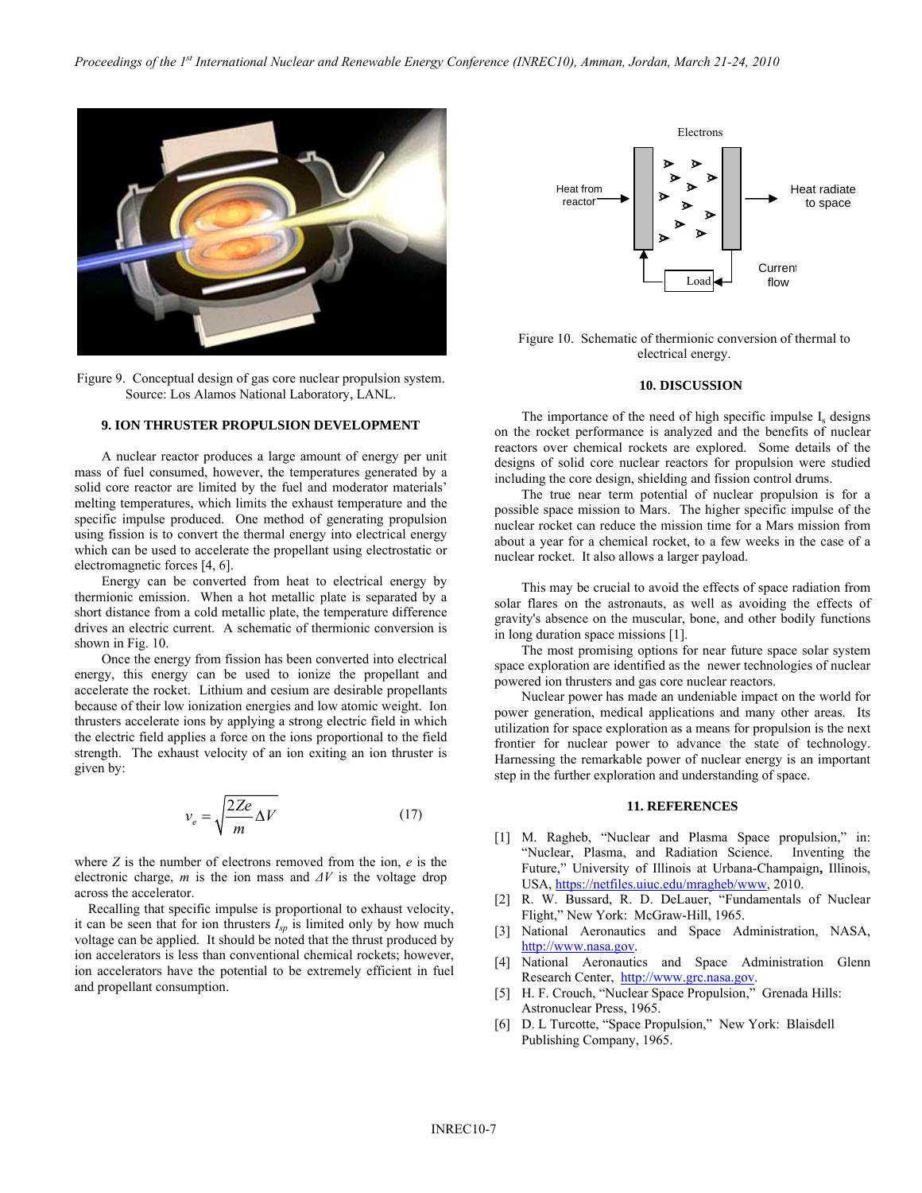Figure 9. Conceptual design of gas core nuclear propulsion system. Source: Los Alamos National Laboratory, LANL.

## 9. ION THRUSTER PROPULSION DEVELOPMENT

A nuclear reactor produces a large amount of energy per unit mass of fuel consumed, however, the temperatures generated by a solid core reactor are limited by the fuel and moderator materials' melting temperatures, which limits the exhaust temperature and the specific impulse produced. One method of generating propulsion using fission is to convert the thermal energy into electrical energy which can be used to accelerate the propellant using electrostatic or electromagnetic forces [4, 6].

Energy can be converted from heat to electrical energy by thermionic emission. When a hot metallic plate is separated by a short distance from a cold metallic plate, the temperature difference drives an electric current. A schematic of thermionic conversion is shown in Fig. 10.

Once the energy from fission has been converted into electrical energy, this energy can be used to ionize the propellant and accelerate the rocket. Lithium and cesium are desirable propellants because of their low ionization energies and low atomic weight. Ion thrusters accelerate ions by applying a strong electric field in which the electric field applies a force on the ions proportional to the field strength. The exhaust velocity of an ion exiting an ion thruster is given by:

$$v_e = \sqrt{\frac{2Ze}{m}\Delta V} \tag{17}$$

where $Z$ is the number of electrons removed from the ion, $e$ is the electronic charge, $m$ is the ion mass and $\Delta V$ is the voltage drop across the accelerator.

Recalling that specific impulse is proportional to exhaust velocity, it can be seen that for ion thrusters $I_{sp}$ is limited only by how much voltage can be applied. It should be noted that the thrust produced by ion accelerators is less than conventional chemical rockets; however, ion accelerators have the potential to be extremely efficient in fuel and propellant consumption.

Electrons

Heat from reactor

Heat radiate to space

Current flow

Load

Figure 10. Schematic of thermionic conversion of thermal to electrical energy.

## 10. DISCUSSION

The importance of the need of high specific impulse $I_s$ designs on the rocket performance is analyzed and the benefits of nuclear reactors over chemical rockets are explored. Some details of the designs of solid core nuclear reactors for propulsion were studied including the core design, shielding and fission control drums.

The true near term potential of nuclear propulsion is for a possible space mission to Mars. The higher specific impulse of the nuclear rocket can reduce the mission time for a Mars mission from about a year for a chemical rocket, to a few weeks in the case of a nuclear rocket. It also allows a larger payload.

This may be crucial to avoid the effects of space radiation from solar flares on the astronauts, as well as avoiding the effects of gravity's absence on the muscular, bone, and other bodily functions in long duration space missions [1].

The most promising options for near future space solar system space exploration are identified as the newer technologies of nuclear powered ion thrusters and gas core nuclear reactors.

Nuclear power has made an undeniable impact on the world for power generation, medical applications and many other areas. Its utilization for space exploration as a means for propulsion is the next frontier for nuclear power to advance the state of technology. Harnessing the remarkable power of nuclear energy is an important step in the further exploration and understanding of space.

## 11. REFERENCES

[1] M. Ragheb, "Nuclear and Plasma Space propulsion," in: "Nuclear, Plasma, and Radiation Science. Inventing the Future," University of Illinois at Urbana-Champaign, Illinois, USA, https://netfiles.uiuc.edu/mragheb/www, 2010.

[2] R. W. Bussard, R. D. DeLauer, "Fundamentals of Nuclear Flight," New York: McGraw-Hill, 1965.

[3] National Aeronautics and Space Administration, NASA, http://www.nasa.gov.

[4] National Aeronautics and Space Administration Glenn Research Center, http://www.grc.nasa.gov.

[5] H. F. Crouch, "Nuclear Space Propulsion," Grenada Hills: Astronuclear Press, 1965.

[6] D. L Turcotte, "Space Propulsion," New York: Blaisdell Publishing Company, 1965.